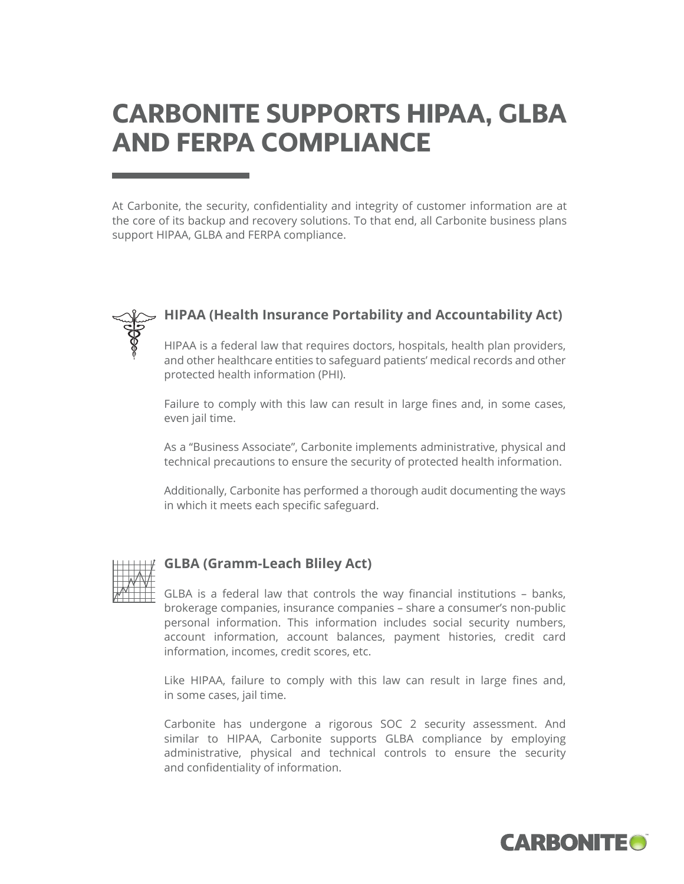# CARBONITE SUPPORTS HIPAA, GLBA AND FERPA COMPLIANCE

At Carbonite, the security, confidentiality and integrity of customer information are at the core of its backup and recovery solutions. To that end, all Carbonite business plans support HIPAA, GLBA and FERPA compliance.

## HIPAA (Health Insurance Portability and Accountability Act)

HIPAA is a federal law that requires doctors, hospitals, health plan providers, and other healthcare entities to safeguard patients' medical records and other protected health information (PHI).

Failure to comply with this law can result in large fines and, in some cases, even jail time.

As a "Business Associate", Carbonite implements administrative, physical and technical precautions to ensure the security of protected health information.

Additionally, Carbonite has performed a thorough audit documenting the ways in which it meets each specific safeguard.

## GLBA (Gramm-Leach Bliley Act)

GLBA is a federal law that controls the way financial institutions – banks, brokerage companies, insurance companies – share a consumer's non-public personal information. This information includes social security numbers, account information, account balances, payment histories, credit card information, incomes, credit scores, etc.

Like HIPAA, failure to comply with this law can result in large fines and, in some cases, jail time.

Carbonite has undergone a rigorous SOC 2 security assessment. And similar to HIPAA, Carbonite supports GLBA compliance by employing administrative, physical and technical controls to ensure the security and confidentiality of information.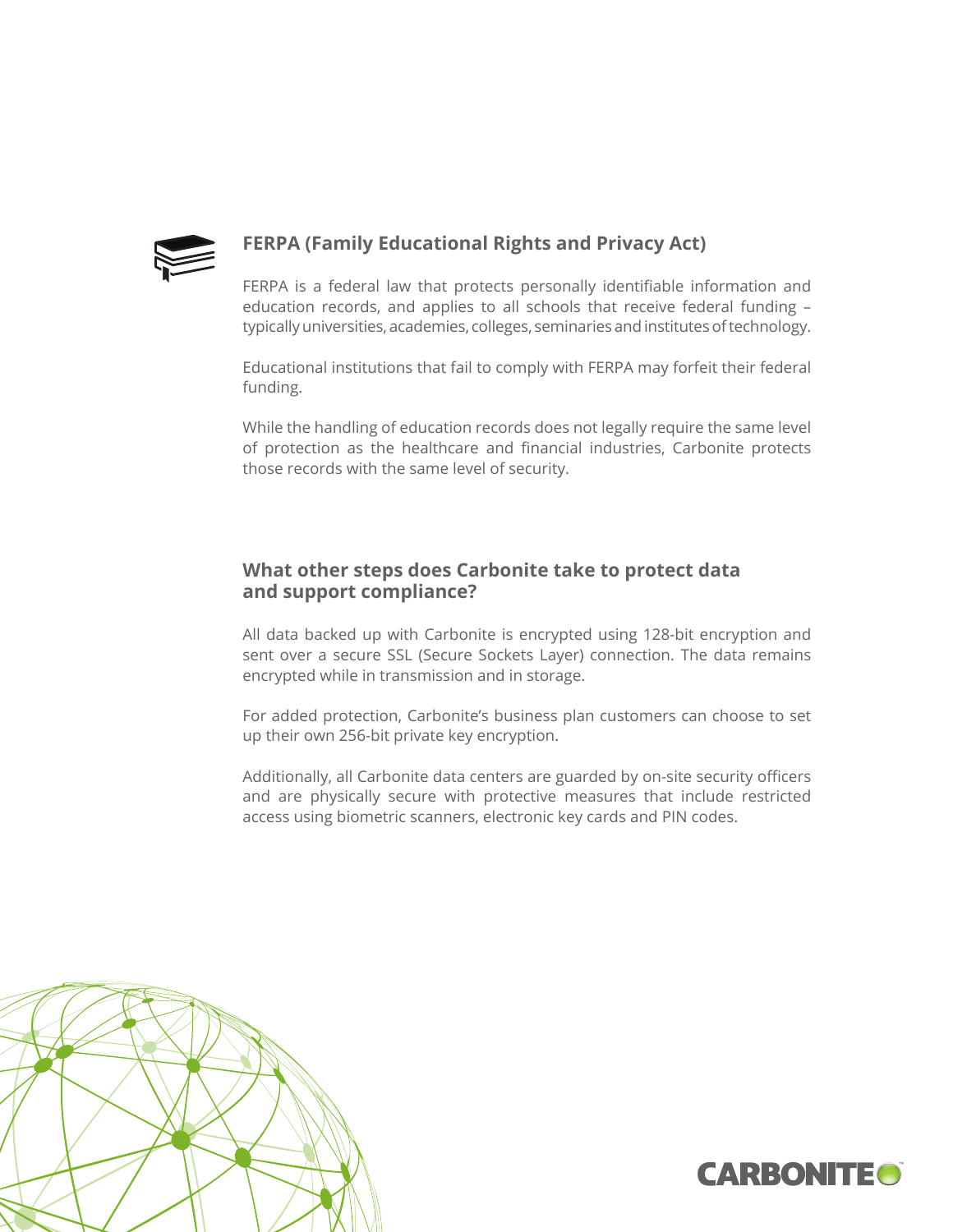## FERPA (Family Educational Rights and Privacy Act)

FERPA is a federal law that protects personally identifiable information and education records, and applies to all schools that receive federal funding – typically universities, academies, colleges, seminaries and institutes of technology.

Educational institutions that fail to comply with FERPA may forfeit their federal funding.

While the handling of education records does not legally require the same level of protection as the healthcare and financial industries, Carbonite protects those records with the same level of security.

## What other steps does Carbonite take to protect data and support compliance?

All data backed up with Carbonite is encrypted using 128-bit encryption and sent over a secure SSL (Secure Sockets Layer) connection. The data remains encrypted while in transmission and in storage.

For added protection, Carbonite's business plan customers can choose to set up their own 256-bit private key encryption.

Additionally, all Carbonite data centers are guarded by on-site security officers and are physically secure with protective measures that include restricted access using biometric scanners, electronic key cards and PIN codes.

CARBONITE